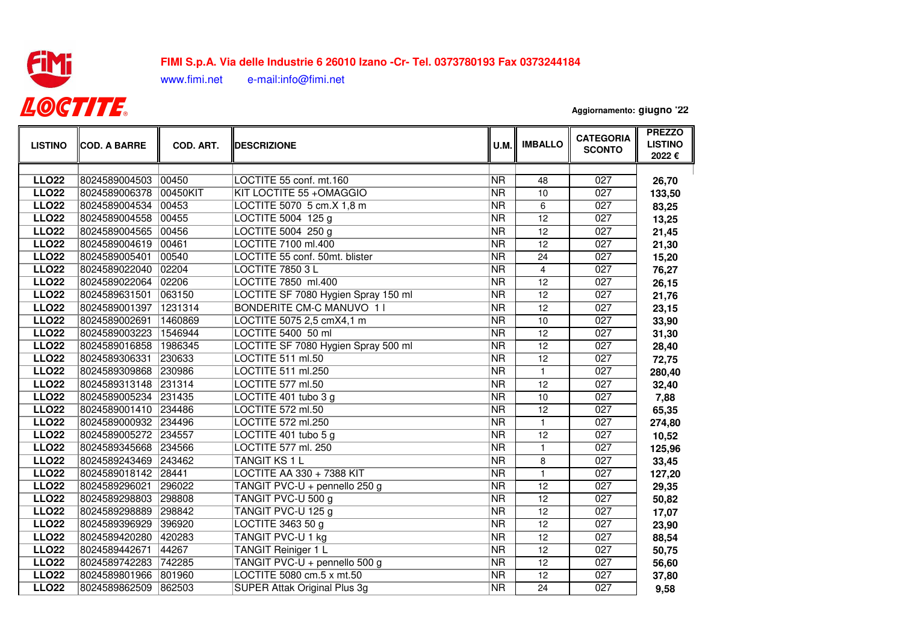**FIMI S.p.A. Via delle Industrie 6 26010 Izano -Cr- Tel. 0373780193 Fax 0373244184**

www.fimi.net e-mail:info@fimi.net

**LOCTITE**

**Aggiornamento: giugno '22**

| LISTINO | COD. A BARRE | COD. ART. | DESCRIZIONE | U.M. | IMBALLO | CATEGORIA SCONTO | PREZZO LISTINO 2022 € |
|---|---|---|---|---|---|---|---|
| **LLO22** | 8024589004503 | 00450 | LOCTITE 55 conf. mt.160 | NR | 48 | 027 | **26,70** |
| **LLO22** | 8024589006378 | 00450KIT | KIT LOCTITE 55 +OMAGGIO | NR | 10 | 027 | **133,50** |
| **LLO22** | 8024589004534 | 00453 | LOCTITE 5070 5 cm.X 1,8 m | NR | 6 | 027 | **83,25** |
| **LLO22** | 8024589004558 | 00455 | LOCTITE 5004 125 g | NR | 12 | 027 | **13,25** |
| **LLO22** | 8024589004565 | 00456 | LOCTITE 5004 250 g | NR | 12 | 027 | **21,45** |
| **LLO22** | 8024589004619 | 00461 | LOCTITE 7100 ml.400 | NR | 12 | 027 | **21,30** |
| **LLO22** | 8024589005401 | 00540 | LOCTITE 55 conf. 50mt. blister | NR | 24 | 027 | **15,20** |
| **LLO22** | 8024589022040 | 02204 | LOCTITE 7850 3 L | NR | 4 | 027 | **76,27** |
| **LLO22** | 8024589022064 | 02206 | LOCTITE 7850 ml.400 | NR | 12 | 027 | **26,15** |
| **LLO22** | 8024589631501 | 063150 | LOCTITE SF 7080 Hygien Spray 150 ml | NR | 12 | 027 | **21,76** |
| **LLO22** | 8024589001397 | 1231314 | BONDERITE CM-C MANUVO 1 l | NR | 12 | 027 | **23,15** |
| **LLO22** | 8024589002691 | 1460869 | LOCTITE 5075 2,5 cmX4,1 m | NR | 10 | 027 | **33,90** |
| **LLO22** | 8024589003223 | 1546944 | LOCTITE 5400 50 ml | NR | 12 | 027 | **31,30** |
| **LLO22** | 8024589016858 | 1986345 | LOCTITE SF 7080 Hygien Spray 500 ml | NR | 12 | 027 | **28,40** |
| **LLO22** | 8024589306331 | 230633 | LOCTITE 511 ml.50 | NR | 12 | 027 | **72,75** |
| **LLO22** | 8024589309868 | 230986 | LOCTITE 511 ml.250 | NR | 1 | 027 | **280,40** |
| **LLO22** | 8024589313148 | 231314 | LOCTITE 577 ml.50 | NR | 12 | 027 | **32,40** |
| **LLO22** | 8024589005234 | 231435 | LOCTITE 401 tubo 3 g | NR | 10 | 027 | **7,88** |
| **LLO22** | 8024589001410 | 234486 | LOCTITE 572 ml.50 | NR | 12 | 027 | **65,35** |
| **LLO22** | 8024589000932 | 234496 | LOCTITE 572 ml.250 | NR | 1 | 027 | **274,80** |
| **LLO22** | 8024589005272 | 234557 | LOCTITE 401 tubo 5 g | NR | 12 | 027 | **10,52** |
| **LLO22** | 8024589345668 | 234566 | LOCTITE 577 ml. 250 | NR | 1 | 027 | **125,96** |
| **LLO22** | 8024589243469 | 243462 | TANGIT KS 1 L | NR | 8 | 027 | **33,45** |
| **LLO22** | 8024589018142 | 28441 | LOCTITE AA 330 + 7388 KIT | NR | 1 | 027 | **127,20** |
| **LLO22** | 8024589296021 | 296022 | TANGIT PVC-U + pennello 250 g | NR | 12 | 027 | **29,35** |
| **LLO22** | 8024589298803 | 298808 | TANGIT PVC-U 500 g | NR | 12 | 027 | **50,82** |
| **LLO22** | 8024589298889 | 298842 | TANGIT PVC-U 125 g | NR | 12 | 027 | **17,07** |
| **LLO22** | 8024589396929 | 396920 | LOCTITE 3463 50 g | NR | 12 | 027 | **23,90** |
| **LLO22** | 8024589420280 | 420283 | TANGIT PVC-U 1 kg | NR | 12 | 027 | **88,54** |
| **LLO22** | 8024589442671 | 44267 | TANGIT Reiniger 1 L | NR | 12 | 027 | **50,75** |
| **LLO22** | 8024589742283 | 742285 | TANGIT PVC-U + pennello 500 g | NR | 12 | 027 | **56,60** |
| **LLO22** | 8024589801966 | 801960 | LOCTITE 5080 cm.5 x mt.50 | NR | 12 | 027 | **37,80** |
| **LLO22** | 8024589862509 | 862503 | SUPER Attak Original Plus 3g | NR | 24 | 027 | **9,58** |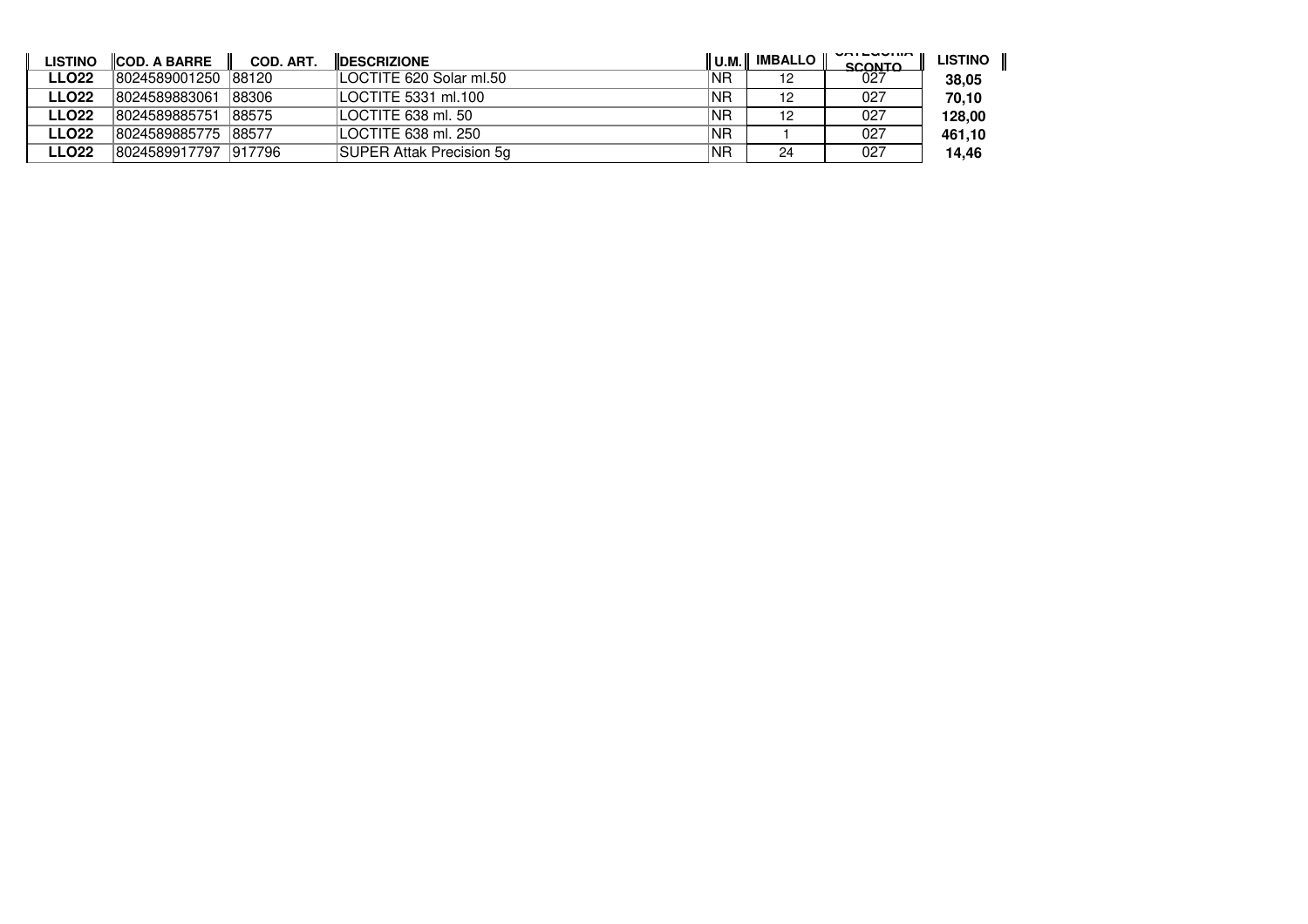| LISTINO | COD. A BARRE | COD. ART. | DESCRIZIONE | U.M. | IMBALLO | CATEGORIA SCONTO | LISTINO |
|---|---|---|---|---|---|---|---|
| **LLO22** | 8024589001250 | 88120 | LOCTITE 620 Solar ml.50 | NR | 12 | 027 | **38,05** |
| **LLO22** | 8024589883061 | 88306 | LOCTITE 5331 ml.100 | NR | 12 | 027 | **70,10** |
| **LLO22** | 8024589885751 | 88575 | LOCTITE 638 ml. 50 | NR | 12 | 027 | **128,00** |
| **LLO22** | 8024589885775 | 88577 | LOCTITE 638 ml. 250 | NR | 1 | 027 | **461,10** |
| **LLO22** | 8024589917797 | 917796 | SUPER Attak Precision 5g | NR | 24 | 027 | **14,46** |